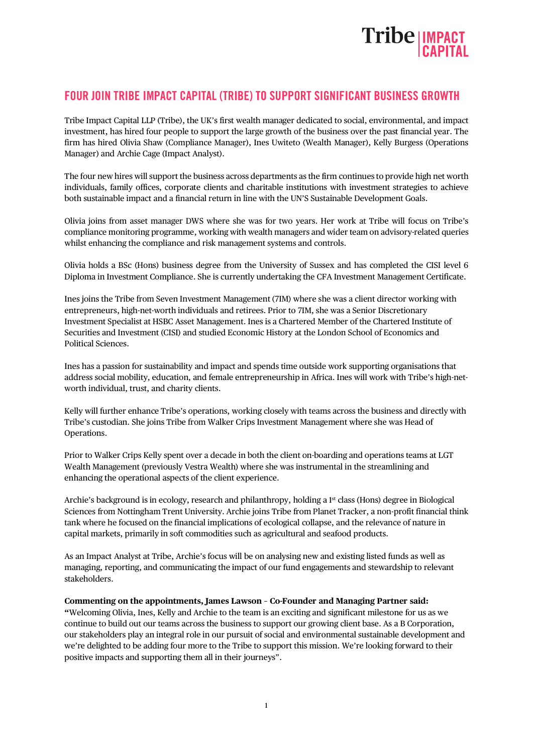# FOUR JOIN TRIBE IMPACT CAPITAL (TRIBE) TO SUPPORT SIGNIFICANT BUSINESS GROWTH

Tribe Impact Capital LLP (Tribe), the UK's first wealth manager dedicated to social, environmental, and impact investment, has hired four people to support the large growth of the business over the past financial year. The firm has hired Olivia Shaw (Compliance Manager), Ines Uwiteto (Wealth Manager), Kelly Burgess (Operations Manager) and Archie Cage (Impact Analyst).

The four new hires will support the business across departments as the firm continues to provide high net worth individuals, family offices, corporate clients and charitable institutions with investment strategies to achieve both sustainable impact and a financial return in line with the UN'S Sustainable Development Goals.

Olivia joins from asset manager DWS where she was for two years. Her work at Tribe will focus on Tribe's compliance monitoring programme, working with wealth managers and wider team on advisory-related queries whilst enhancing the compliance and risk management systems and controls.

Olivia holds a BSc (Hons) business degree from the University of Sussex and has completed the CISI level 6 Diploma in Investment Compliance. She is currently undertaking the CFA Investment Management Certificate.

Ines joins the Tribe from Seven Investment Management (7IM) where she was a client director working with entrepreneurs, high-net-worth individuals and retirees. Prior to 7IM, she was a Senior Discretionary Investment Specialist at HSBC Asset Management. Ines is a Chartered Member of the Chartered Institute of Securities and Investment (CISI) and studied Economic History at the London School of Economics and Political Sciences.

Ines has a passion for sustainability and impact and spends time outside work supporting organisations that address social mobility, education, and female entrepreneurship in Africa. Ines will work with Tribe's high-net-worth individual, trust, and charity clients.

Kelly will further enhance Tribe's operations, working closely with teams across the business and directly with Tribe's custodian. She joins Tribe from Walker Crips Investment Management where she was Head of Operations.

Prior to Walker Crips Kelly spent over a decade in both the client on-boarding and operations teams at LGT Wealth Management (previously Vestra Wealth) where she was instrumental in the streamlining and enhancing the operational aspects of the client experience.

Archie's background is in ecology, research and philanthropy, holding a 1st class (Hons) degree in Biological Sciences from Nottingham Trent University. Archie joins Tribe from Planet Tracker, a non-profit financial think tank where he focused on the financial implications of ecological collapse, and the relevance of nature in capital markets, primarily in soft commodities such as agricultural and seafood products.

As an Impact Analyst at Tribe, Archie's focus will be on analysing new and existing listed funds as well as managing, reporting, and communicating the impact of our fund engagements and stewardship to relevant stakeholders.

**Commenting on the appointments, James Lawson – Co-Founder and Managing Partner said:**
"Welcoming Olivia, Ines, Kelly and Archie to the team is an exciting and significant milestone for us as we continue to build out our teams across the business to support our growing client base. As a B Corporation, our stakeholders play an integral role in our pursuit of social and environmental sustainable development and we're delighted to be adding four more to the Tribe to support this mission. We're looking forward to their positive impacts and supporting them all in their journeys".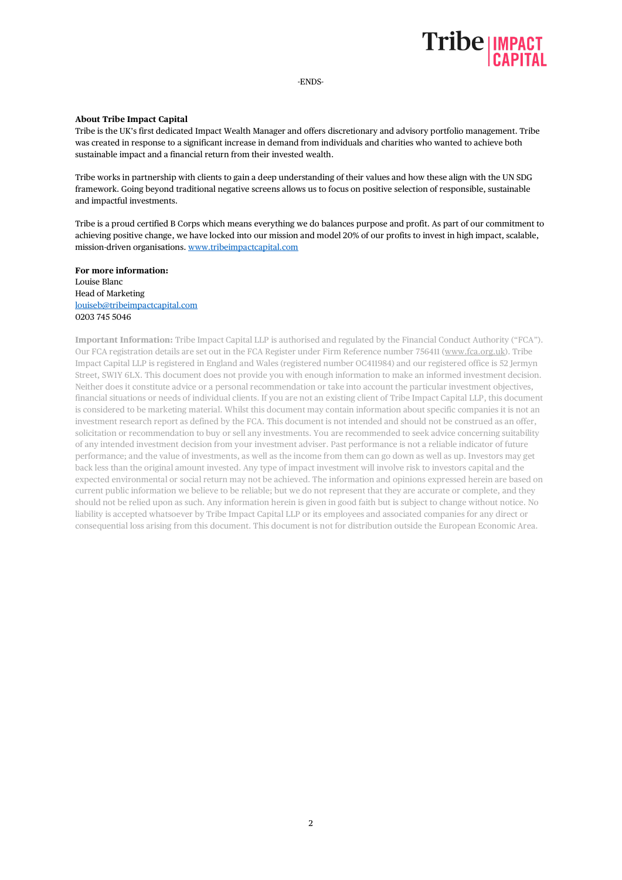-ENDS-

**About Tribe Impact Capital**

Tribe is the UK's first dedicated Impact Wealth Manager and offers discretionary and advisory portfolio management. Tribe was created in response to a significant increase in demand from individuals and charities who wanted to achieve both sustainable impact and a financial return from their invested wealth.

Tribe works in partnership with clients to gain a deep understanding of their values and how these align with the UN SDG framework. Going beyond traditional negative screens allows us to focus on positive selection of responsible, sustainable and impactful investments.

Tribe is a proud certified B Corps which means everything we do balances purpose and profit. As part of our commitment to achieving positive change, we have locked into our mission and model 20% of our profits to invest in high impact, scalable, mission-driven organisations. [www.tribeimpactcapital.com](http://www.tribeimpactcapital.com)

**For more information:**
Louise Blanc
Head of Marketing
[louiseb@tribeimpactcapital.com](mailto:louiseb@tribeimpactcapital.com)
0203 745 5046

**Important Information:** Tribe Impact Capital LLP is authorised and regulated by the Financial Conduct Authority ("FCA"). Our FCA registration details are set out in the FCA Register under Firm Reference number 756411 ([www.fca.org.uk](http://www.fca.org.uk)). Tribe Impact Capital LLP is registered in England and Wales (registered number OC411984) and our registered office is 52 Jermyn Street, SW1Y 6LX. This document does not provide you with enough information to make an informed investment decision. Neither does it constitute advice or a personal recommendation or take into account the particular investment objectives, financial situations or needs of individual clients. If you are not an existing client of Tribe Impact Capital LLP, this document is considered to be marketing material. Whilst this document may contain information about specific companies it is not an investment research report as defined by the FCA. This document is not intended and should not be construed as an offer, solicitation or recommendation to buy or sell any investments. You are recommended to seek advice concerning suitability of any intended investment decision from your investment adviser. Past performance is not a reliable indicator of future performance; and the value of investments, as well as the income from them can go down as well as up. Investors may get back less than the original amount invested. Any type of impact investment will involve risk to investors capital and the expected environmental or social return may not be achieved. The information and opinions expressed herein are based on current public information we believe to be reliable; but we do not represent that they are accurate or complete, and they should not be relied upon as such. Any information herein is given in good faith but is subject to change without notice. No liability is accepted whatsoever by Tribe Impact Capital LLP or its employees and associated companies for any direct or consequential loss arising from this document. This document is not for distribution outside the European Economic Area.